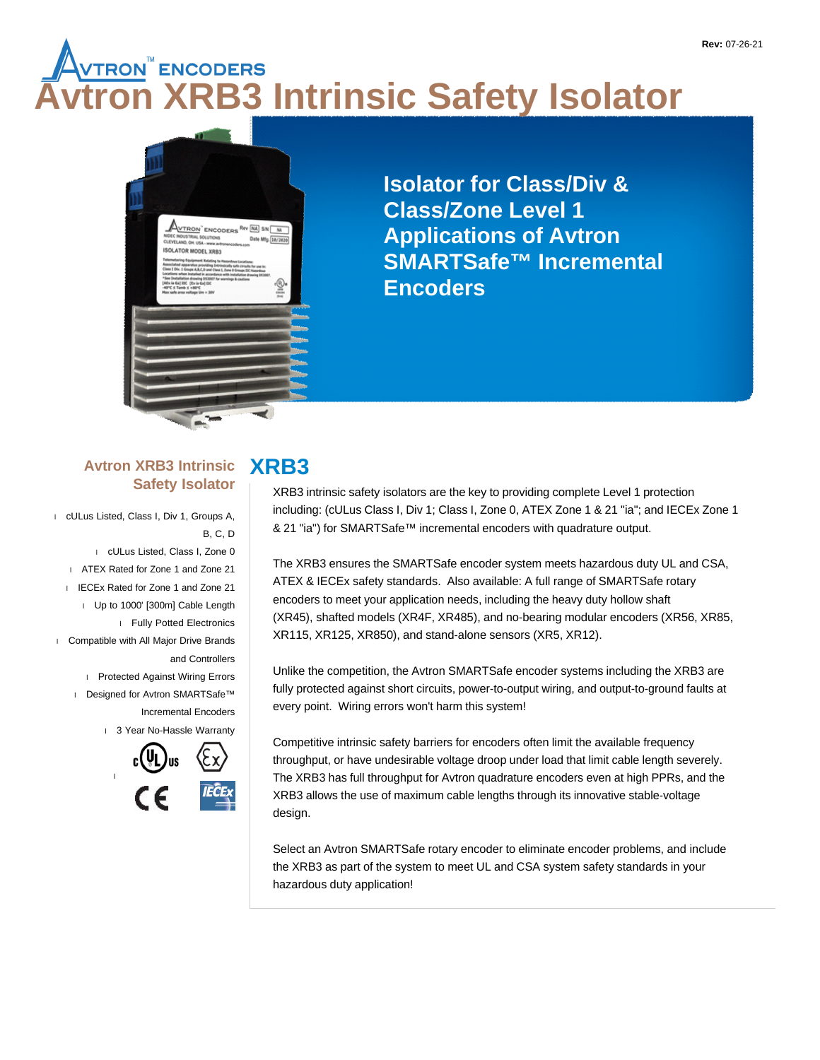# Avtron XRB3 Intrinsic Safety Isolator

Rev: 07-26-21

## Isolator for Class/Div & Class/Zone Level 1 Applications of Avtron SMARTSafe™ Incremental Encoders

### Avtron XRB3 Intrinsic Safety Isolator

- cULus Listed, Class I, Div 1, Groups A, B, C, D
- cULus Listed, Class I, Zone 0
- ATEX Rated for Zone 1 and Zone 21
- IECEx Rated for Zone 1 and Zone 21
- Up to 1000' [300m] Cable Length
- Fully Potted Electronics
- Compatible with All Major Drive Brands and Controllers
- Protected Against Wiring Errors
- Designed for Avtron SMARTSafe™ Incremental Encoders
- 3 Year No-Hassle Warranty

## XRB3

XRB3 intrinsic safety isolators are the key to providing complete Level 1 protection including: (cULus Class I, Div 1; Class I, Zone 0, ATEX Zone 1 & 21 "ia"; and IECEx Zone 1 & 21 "ia") for SMARTSafe™ incremental encoders with quadrature output.

The XRB3 ensures the SMARTSafe encoder system meets hazardous duty UL and CSA, ATEX & IECEx safety standards. Also available: A full range of SMARTSafe rotary encoders to meet your application needs, including the heavy duty hollow shaft (XR45), shafted models (XR4F, XR485), and no-bearing modular encoders (XR56, XR85, XR115, XR125, XR850), and stand-alone sensors (XR5, XR12).

Unlike the competition, the Avtron SMARTSafe encoder systems including the XRB3 are fully protected against short circuits, power-to-output wiring, and output-to-ground faults at every point. Wiring errors won't harm this system!

Competitive intrinsic safety barriers for encoders often limit the available frequency throughput, or have undesirable voltage droop under load that limit cable length severely. The XRB3 has full throughput for Avtron quadrature encoders even at high PPRs, and the XRB3 allows the use of maximum cable lengths through its innovative stable-voltage design.

Select an Avtron SMARTSafe rotary encoder to eliminate encoder problems, and include the XRB3 as part of the system to meet UL and CSA system safety standards in your hazardous duty application!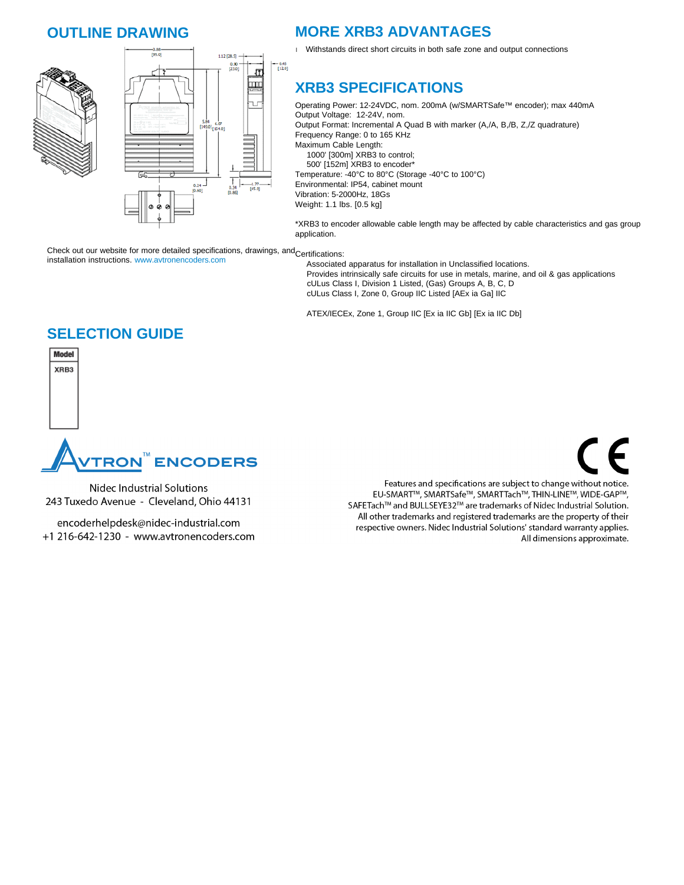## OUTLINE DRAWING

3.88 [99.0]
1.12 [28.5]
0.90 [23.0]
0.45 [12.0]
5.84 [140.0]
6.07 [154.0]
0.24 [0.60]
0.34 [0.86]
1.77 [45.0]

Check out our website for more detailed specifications, drawings, and installation instructions. www.avtronencoders.com

## MORE XRB3 ADVANTAGES

- Withstands direct short circuits in both safe zone and output connections

## XRB3 SPECIFICATIONS

Operating Power: 12-24VDC, nom. 200mA (w/SMARTSafe™ encoder); max 440mA
Output Voltage: 12-24V, nom.
Output Format: Incremental A Quad B with marker (A,/A, B,/B, Z,/Z quadrature)
Frequency Range: 0 to 165 KHz
Maximum Cable Length:
  1000' [300m] XRB3 to control;
  500' [152m] XRB3 to encoder*
Temperature: -40°C to 80°C (Storage -40°C to 100°C)
Environmental: IP54, cabinet mount
Vibration: 5-2000Hz, 18Gs
Weight: 1.1 lbs. [0.5 kg]

*XRB3 to encoder allowable cable length may be affected by cable characteristics and gas group application.

Certifications:
  Associated apparatus for installation in Unclassified locations.
  Provides intrinsically safe circuits for use in metals, marine, and oil & gas applications
  cULus Class I, Division 1 Listed, (Gas) Groups A, B, C, D
  cULus Class I, Zone 0, Group IIC Listed [AEx ia Ga] IIC

  ATEX/IECEx, Zone 1, Group IIC [Ex ia IIC Gb] [Ex ia IIC Db]

## SELECTION GUIDE

| Model |
|---|
| XRB3 |

AVTRON™ ENCODERS

Nidec Industrial Solutions
243 Tuxedo Avenue - Cleveland, Ohio 44131

encoderhelpdesk@nidec-industrial.com
+1 216-642-1230 - www.avtronencoders.com

CE

Features and specifications are subject to change without notice.
EU-SMART™, SMARTSafe™, SMARTTach™, THIN-LINE™, WIDE-GAP™, SAFETach™ and BULLSEYE32™ are trademarks of Nidec Industrial Solution.
All other trademarks and registered trademarks are the property of their respective owners. Nidec Industrial Solutions' standard warranty applies.
All dimensions approximate.